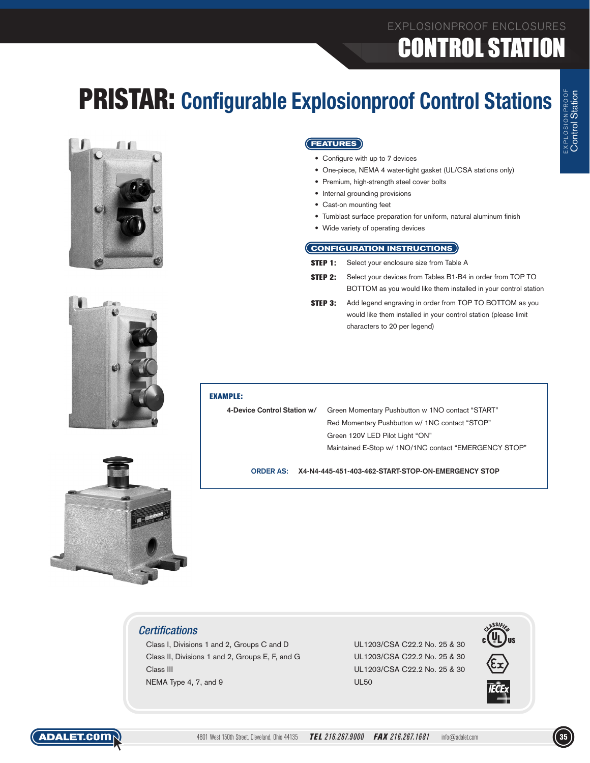# PRISTAR: Configurable Explosionproof Control Stations

## FEATURES

- Configure with up to 7 devices
- One-piece, NEMA 4 water-tight gasket (UL/CSA stations only)
- Premium, high-strength steel cover bolts
- Internal grounding provisions
- Cast-on mounting feet
- Tumblast surface preparation for uniform, natural aluminum finish
- Wide variety of operating devices

## CONFIGURATION INSTRUCTIONS

**STEP 1:** Select your enclosure size from Table A

**STEP 2:** Select your devices from Tables B1-B4 in order from TOP TO BOTTOM as you would like them installed in your control station

**STEP 3:** Add legend engraving in order from TOP TO BOTTOM as you would like them installed in your control station (please limit characters to 20 per legend)

**EXAMPLE:**

**4-Device Control Station w/**
- Green Momentary Pushbutton w 1NO contact "START"
- Red Momentary Pushbutton w/ 1NC contact "STOP"
- Green 120V LED Pilot Light "ON"
- Maintained E-Stop w/ 1NO/1NC contact "EMERGENCY STOP"

**ORDER AS:** X4-N4-445-451-403-462-START-STOP-ON-EMERGENCY STOP

## Certifications

| | |
|---|---|
| Class I, Divisions 1 and 2, Groups C and D | UL1203/CSA C22.2 No. 25 & 30 |
| Class II, Divisions 1 and 2, Groups E, F, and G | UL1203/CSA C22.2 No. 25 & 30 |
| Class III | UL1203/CSA C22.2 No. 25 & 30 |
| NEMA Type 4, 7, and 9 | UL50 |

ADALET.COM 4801 West 150th Street, Cleveland, Ohio 44135 **TEL** 216.267.9000 **FAX** 216.267.1681 info@adalet.com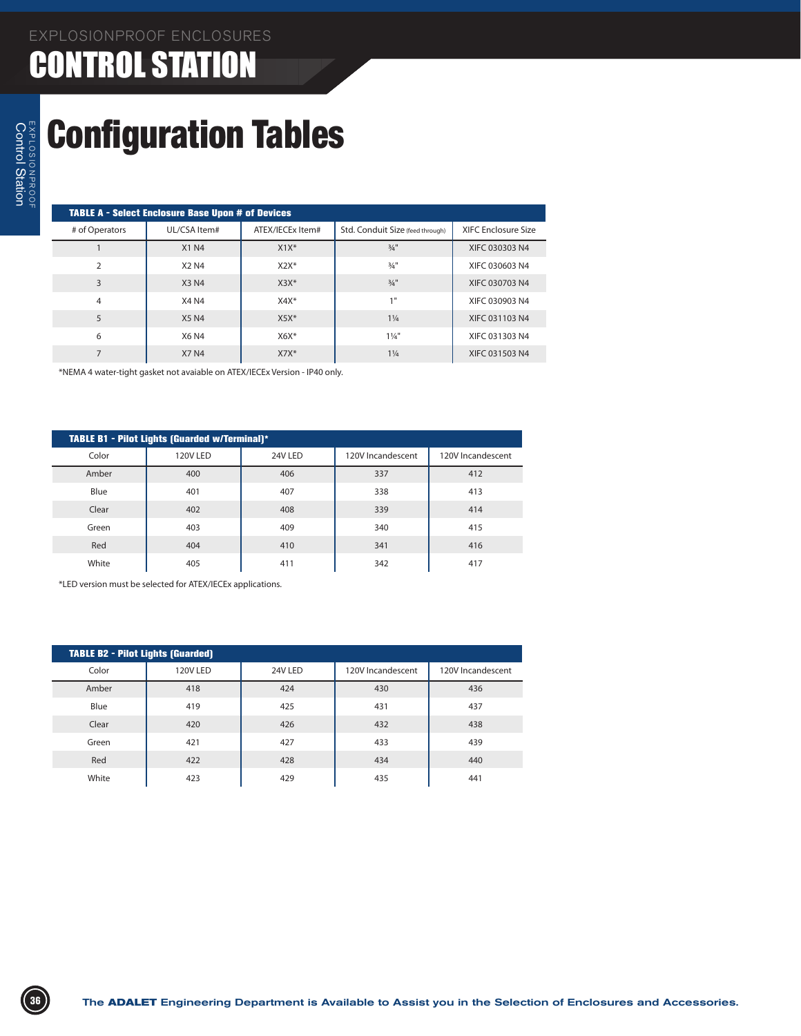# EXPLOSIONPROOF ENCLOSURES

# CONTROL STATION

## Configuration Tables

**TABLE A - Select Enclosure Base Upon # of Devices**

| # of Operators | UL/CSA Item# | ATEX/IECEx Item# | Std. Conduit Size (feed through) | XIFC Enclosure Size |
|---|---|---|---|---|
| 1 | X1 N4 | X1X* | ¾" | XIFC 030303 N4 |
| 2 | X2 N4 | X2X* | ¾" | XIFC 030603 N4 |
| 3 | X3 N4 | X3X* | ¾" | XIFC 030703 N4 |
| 4 | X4 N4 | X4X* | 1" | XIFC 030903 N4 |
| 5 | X5 N4 | X5X* | 1¼ | XIFC 031103 N4 |
| 6 | X6 N4 | X6X* | 1¼" | XIFC 031303 N4 |
| 7 | X7 N4 | X7X* | 1¼ | XIFC 031503 N4 |

*NEMA 4 water-tight gasket not avaiable on ATEX/IECEx Version - IP40 only.

**TABLE B1 - Pilot Lights (Guarded w/Terminal)***

| Color | 120V LED | 24V LED | 120V Incandescent | 120V Incandescent |
|---|---|---|---|---|
| Amber | 400 | 406 | 337 | 412 |
| Blue | 401 | 407 | 338 | 413 |
| Clear | 402 | 408 | 339 | 414 |
| Green | 403 | 409 | 340 | 415 |
| Red | 404 | 410 | 341 | 416 |
| White | 405 | 411 | 342 | 417 |

*LED version must be selected for ATEX/IECEx applications.

**TABLE B2 - Pilot Lights (Guarded)**

| Color | 120V LED | 24V LED | 120V Incandescent | 120V Incandescent |
|---|---|---|---|---|
| Amber | 418 | 424 | 430 | 436 |
| Blue | 419 | 425 | 431 | 437 |
| Clear | 420 | 426 | 432 | 438 |
| Green | 421 | 427 | 433 | 439 |
| Red | 422 | 428 | 434 | 440 |
| White | 423 | 429 | 435 | 441 |

The **ADALET** Engineering Department is Available to Assist you in the Selection of Enclosures and Accessories.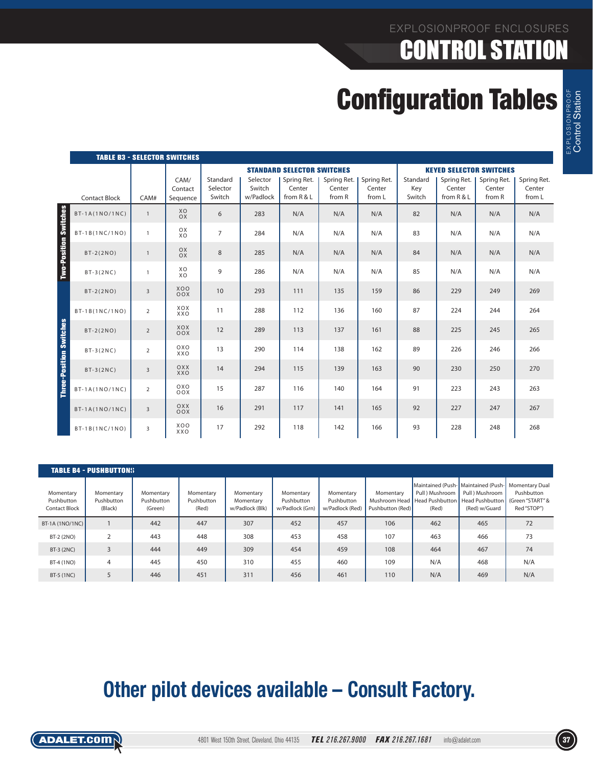# Configuration Tables

**TABLE B3 - SELECTOR SWITCHES**

| | Contact Block | CAM# | CAM/ Contact Sequence | STANDARD SELECTOR SWITCHES: Standard Selector Switch | Selector Switch w/Padlock | Spring Ret. Center from R & L | Spring Ret. Center from R | Spring Ret. Center from L | KEYED SELECTOR SWITCHES: Standard Key Switch | Spring Ret. Center from R & L | Spring Ret. Center from R | Spring Ret. Center from L |
|---|---|---|---|---|---|---|---|---|---|---|---|---|
| Two-Position Switches | BT-1A(1NO/1NC) | 1 | XO OX | 6 | 283 | N/A | N/A | N/A | 82 | N/A | N/A | N/A |
| | BT-1B(1NC/1NO) | 1 | OX XO | 7 | 284 | N/A | N/A | N/A | 83 | N/A | N/A | N/A |
| | BT-2(2NO) | 1 | OX OX | 8 | 285 | N/A | N/A | N/A | 84 | N/A | N/A | N/A |
| | BT-3(2NC) | 1 | XO XO | 9 | 286 | N/A | N/A | N/A | 85 | N/A | N/A | N/A |
| Three-Position Switches | BT-2(2NO) | 3 | XOO OOX | 10 | 293 | 111 | 135 | 159 | 86 | 229 | 249 | 269 |
| | BT-1B(1NC/1NO) | 2 | XOX XXO | 11 | 288 | 112 | 136 | 160 | 87 | 224 | 244 | 264 |
| | BT-2(2NO) | 2 | XOX OOX | 12 | 289 | 113 | 137 | 161 | 88 | 225 | 245 | 265 |
| | BT-3(2NC) | 2 | OXO XXO | 13 | 290 | 114 | 138 | 162 | 89 | 226 | 246 | 266 |
| | BT-3(2NC) | 3 | OXX XXO | 14 | 294 | 115 | 139 | 163 | 90 | 230 | 250 | 270 |
| | BT-1A(1NO/1NC) | 2 | OXO OOX | 15 | 287 | 116 | 140 | 164 | 91 | 223 | 243 | 263 |
| | BT-1A(1NO/1NC) | 3 | OXX OOX | 16 | 291 | 117 | 141 | 165 | 92 | 227 | 247 | 267 |
| | BT-1B(1NC/1NO) | 3 | XOO XXO | 17 | 292 | 118 | 142 | 166 | 93 | 228 | 248 | 268 |

**TABLE B4 - PUSHBUTTONS**

| Momentary Pushbutton Contact Block | Momentary Pushbutton (Black) | Momentary Pushbutton (Green) | Momentary Pushbutton (Red) | Momentary Momentary w/Padlock (Blk) | Momentary Pushbutton w/Padlock (Grn) | Momentary Pushbutton w/Padlock (Red) | Momentary Mushroom Head Pushbutton (Red) | Maintained (Push-Pull) Mushroom Head Pushbutton (Red) | Maintained (Push-Pull) Mushroom Head Pushbutton (Red) w/Guard | Momentary Dual Pushbutton (Green "START" & Red "STOP") |
|---|---|---|---|---|---|---|---|---|---|---|
| BT-1A (1NO/1NC) | 1 | 442 | 447 | 307 | 452 | 457 | 106 | 462 | 465 | 72 |
| BT-2 (2NO) | 2 | 443 | 448 | 308 | 453 | 458 | 107 | 463 | 466 | 73 |
| BT-3 (2NC) | 3 | 444 | 449 | 309 | 454 | 459 | 108 | 464 | 467 | 74 |
| BT-4 (1NO) | 4 | 445 | 450 | 310 | 455 | 460 | 109 | N/A | 468 | N/A |
| BT-5 (1NC) | 5 | 446 | 451 | 311 | 456 | 461 | 110 | N/A | 469 | N/A |

## Other pilot devices available – Consult Factory.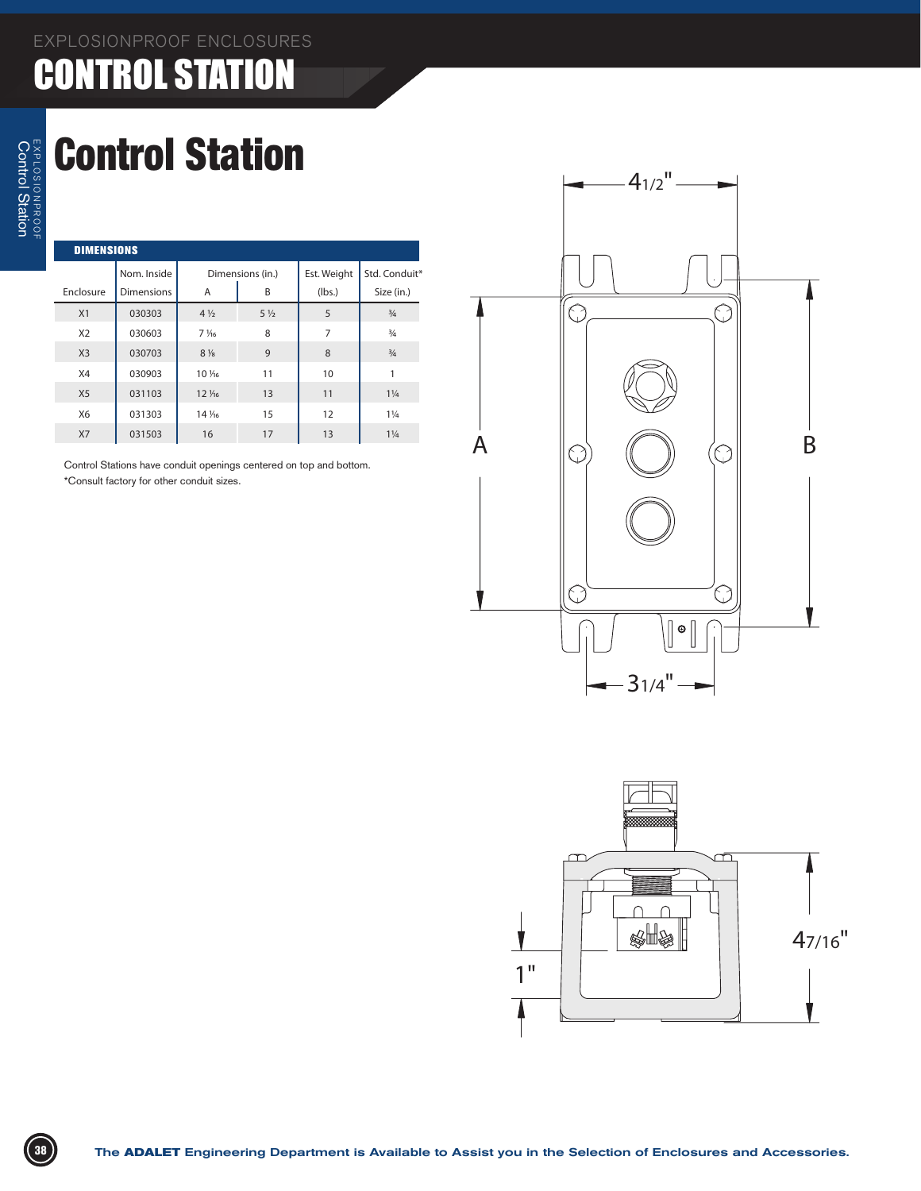EXPLOSIONPROOF ENCLOSURES

# CONTROL STATION

# Control Station

**DIMENSIONS**

| Enclosure | Nom. Inside Dimensions | Dimensions (in.) A | B | Est. Weight (lbs.) | Std. Conduit* Size (in.) |
|---|---|---|---|---|---|
| X1 | 030303 | 4 ½ | 5 ½ | 5 | ¾ |
| X2 | 030603 | 7 ¹⁄₁₆ | 8 | 7 | ¾ |
| X3 | 030703 | 8 ⅛ | 9 | 8 | ¾ |
| X4 | 030903 | 10 ¹⁄₁₆ | 11 | 10 | 1 |
| X5 | 031103 | 12 ¹⁄₁₆ | 13 | 11 | 1¼ |
| X6 | 031303 | 14 ¹⁄₁₆ | 15 | 12 | 1¼ |
| X7 | 031503 | 16 | 17 | 13 | 1¼ |

Control Stations have conduit openings centered on top and bottom.
*Consult factory for other conduit sizes.

4 1/2"  A  B  3 1/4"

1"  4 7/16"

The **ADALET** Engineering Department is Available to Assist you in the Selection of Enclosures and Accessories.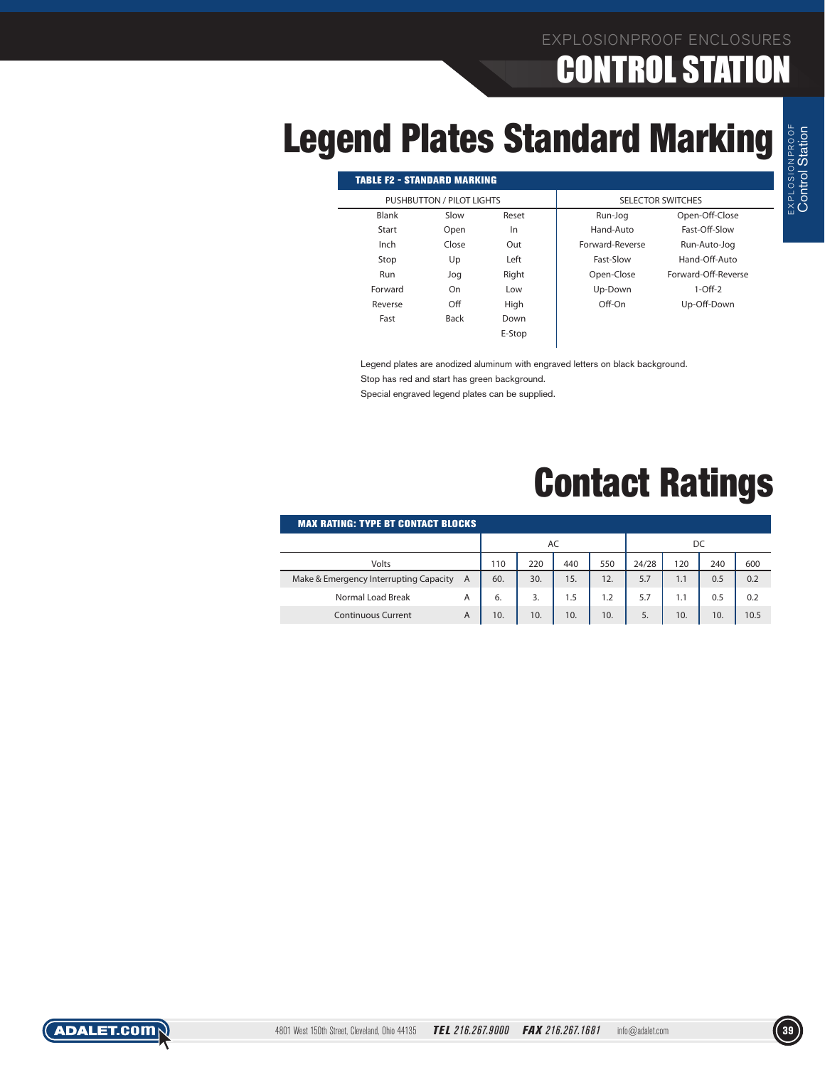# Legend Plates Standard Marking

**TABLE F2 - STANDARD MARKING**

| PUSHBUTTON / PILOT LIGHTS | | | SELECTOR SWITCHES | |
|---|---|---|---|---|
| Blank | Slow | Reset | Run-Jog | Open-Off-Close |
| Start | Open | In | Hand-Auto | Fast-Off-Slow |
| Inch | Close | Out | Forward-Reverse | Run-Auto-Jog |
| Stop | Up | Left | Fast-Slow | Hand-Off-Auto |
| Run | Jog | Right | Open-Close | Forward-Off-Reverse |
| Forward | On | Low | Up-Down | 1-Off-2 |
| Reverse | Off | High | Off-On | Up-Off-Down |
| Fast | Back | Down | | |
| | | E-Stop | | |

Legend plates are anodized aluminum with engraved letters on black background.

Stop has red and start has green background.

Special engraved legend plates can be supplied.

# Contact Ratings

**MAX RATING: TYPE BT CONTACT BLOCKS**

| | | AC | | | | DC | | | |
|---|---|---|---|---|---|---|---|---|---|
| Volts | | 110 | 220 | 440 | 550 | 24/28 | 120 | 240 | 600 |
| Make & Emergency Interrupting Capacity | A | 60. | 30. | 15. | 12. | 5.7 | 1.1 | 0.5 | 0.2 |
| Normal Load Break | A | 6. | 3. | 1.5 | 1.2 | 5.7 | 1.1 | 0.5 | 0.2 |
| Continuous Current | A | 10. | 10. | 10. | 10. | 5. | 10. | 10. | 10.5 |